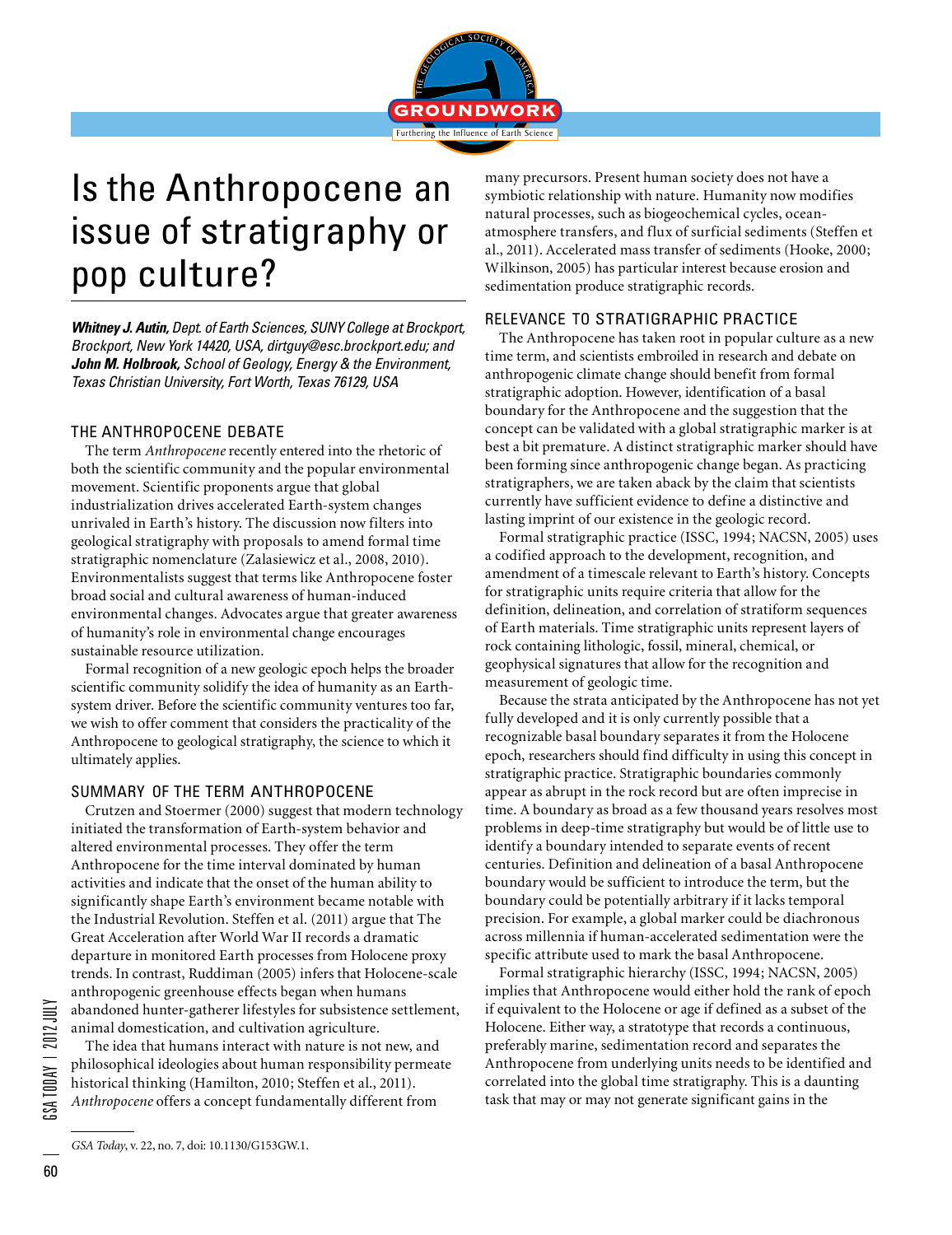# Is the Anthropocene an issue of stratigraphy or pop culture?

***Whitney J. Autin**, Dept. of Earth Sciences, SUNY College at Brockport, Brockport, New York 14420, USA, dirtguy@esc.brockport.edu; and* ***John M. Holbrook**, School of Geology, Energy & the Environment, Texas Christian University, Fort Worth, Texas 76129, USA*

## THE ANTHROPOCENE DEBATE

The term *Anthropocene* recently entered into the rhetoric of both the scientific community and the popular environmental movement. Scientific proponents argue that global industrialization drives accelerated Earth-system changes unrivaled in Earth's history. The discussion now filters into geological stratigraphy with proposals to amend formal time stratigraphic nomenclature (Zalasiewicz et al., 2008, 2010). Environmentalists suggest that terms like Anthropocene foster broad social and cultural awareness of human-induced environmental changes. Advocates argue that greater awareness of humanity's role in environmental change encourages sustainable resource utilization.

Formal recognition of a new geologic epoch helps the broader scientific community solidify the idea of humanity as an Earth-system driver. Before the scientific community ventures too far, we wish to offer comment that considers the practicality of the Anthropocene to geological stratigraphy, the science to which it ultimately applies.

## SUMMARY OF THE TERM ANTHROPOCENE

Crutzen and Stoermer (2000) suggest that modern technology initiated the transformation of Earth-system behavior and altered environmental processes. They offer the term Anthropocene for the time interval dominated by human activities and indicate that the onset of the human ability to significantly shape Earth's environment became notable with the Industrial Revolution. Steffen et al. (2011) argue that The Great Acceleration after World War II records a dramatic departure in monitored Earth processes from Holocene proxy trends. In contrast, Ruddiman (2005) infers that Holocene-scale anthropogenic greenhouse effects began when humans abandoned hunter-gatherer lifestyles for subsistence settlement, animal domestication, and cultivation agriculture.

The idea that humans interact with nature is not new, and philosophical ideologies about human responsibility permeate historical thinking (Hamilton, 2010; Steffen et al., 2011). *Anthropocene* offers a concept fundamentally different from many precursors. Present human society does not have a symbiotic relationship with nature. Humanity now modifies natural processes, such as biogeochemical cycles, ocean-atmosphere transfers, and flux of surficial sediments (Steffen et al., 2011). Accelerated mass transfer of sediments (Hooke, 2000; Wilkinson, 2005) has particular interest because erosion and sedimentation produce stratigraphic records.

## RELEVANCE TO STRATIGRAPHIC PRACTICE

The Anthropocene has taken root in popular culture as a new time term, and scientists embroiled in research and debate on anthropogenic climate change should benefit from formal stratigraphic adoption. However, identification of a basal boundary for the Anthropocene and the suggestion that the concept can be validated with a global stratigraphic marker is at best a bit premature. A distinct stratigraphic marker should have been forming since anthropogenic change began. As practicing stratigraphers, we are taken aback by the claim that scientists currently have sufficient evidence to define a distinctive and lasting imprint of our existence in the geologic record.

Formal stratigraphic practice (ISSC, 1994; NACSN, 2005) uses a codified approach to the development, recognition, and amendment of a timescale relevant to Earth's history. Concepts for stratigraphic units require criteria that allow for the definition, delineation, and correlation of stratiform sequences of Earth materials. Time stratigraphic units represent layers of rock containing lithologic, fossil, mineral, chemical, or geophysical signatures that allow for the recognition and measurement of geologic time.

Because the strata anticipated by the Anthropocene has not yet fully developed and it is only currently possible that a recognizable basal boundary separates it from the Holocene epoch, researchers should find difficulty in using this concept in stratigraphic practice. Stratigraphic boundaries commonly appear as abrupt in the rock record but are often imprecise in time. A boundary as broad as a few thousand years resolves most problems in deep-time stratigraphy but would be of little use to identify a boundary intended to separate events of recent centuries. Definition and delineation of a basal Anthropocene boundary would be sufficient to introduce the term, but the boundary could be potentially arbitrary if it lacks temporal precision. For example, a global marker could be diachronous across millennia if human-accelerated sedimentation were the specific attribute used to mark the basal Anthropocene.

Formal stratigraphic hierarchy (ISSC, 1994; NACSN, 2005) implies that Anthropocene would either hold the rank of epoch if equivalent to the Holocene or age if defined as a subset of the Holocene. Either way, a stratotype that records a continuous, preferably marine, sedimentation record and separates the Anthropocene from underlying units needs to be identified and correlated into the global time stratigraphy. This is a daunting task that may or may not generate significant gains in the

*GSA Today*, v. 22, no. 7, doi: 10.1130/G153GW.1.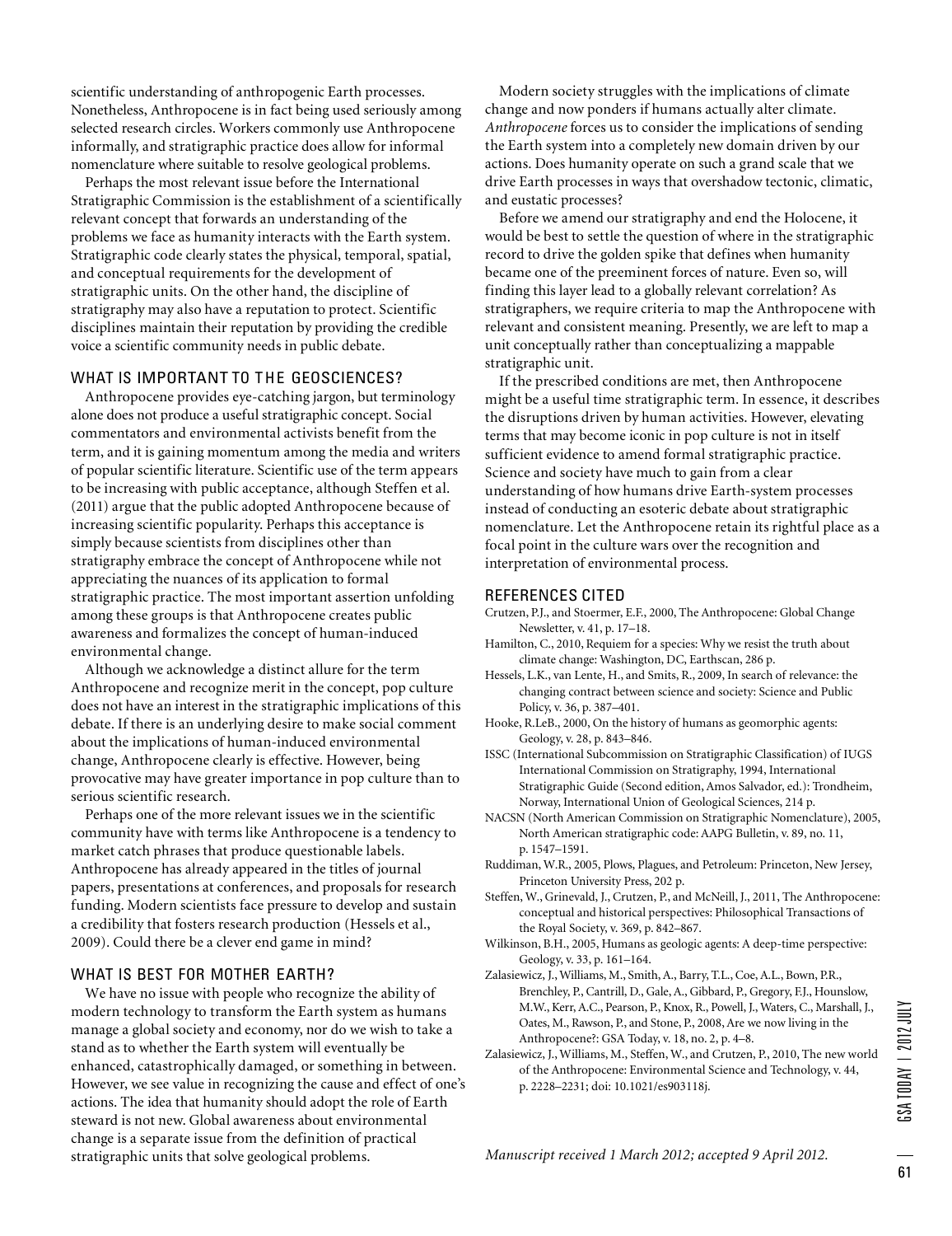scientific understanding of anthropogenic Earth processes. Nonetheless, Anthropocene is in fact being used seriously among selected research circles. Workers commonly use Anthropocene informally, and stratigraphic practice does allow for informal nomenclature where suitable to resolve geological problems.

Perhaps the most relevant issue before the International Stratigraphic Commission is the establishment of a scientifically relevant concept that forwards an understanding of the problems we face as humanity interacts with the Earth system. Stratigraphic code clearly states the physical, temporal, spatial, and conceptual requirements for the development of stratigraphic units. On the other hand, the discipline of stratigraphy may also have a reputation to protect. Scientific disciplines maintain their reputation by providing the credible voice a scientific community needs in public debate.

## WHAT IS IMPORTANT TO THE GEOSCIENCES?

Anthropocene provides eye-catching jargon, but terminology alone does not produce a useful stratigraphic concept. Social commentators and environmental activists benefit from the term, and it is gaining momentum among the media and writers of popular scientific literature. Scientific use of the term appears to be increasing with public acceptance, although Steffen et al. (2011) argue that the public adopted Anthropocene because of increasing scientific popularity. Perhaps this acceptance is simply because scientists from disciplines other than stratigraphy embrace the concept of Anthropocene while not appreciating the nuances of its application to formal stratigraphic practice. The most important assertion unfolding among these groups is that Anthropocene creates public awareness and formalizes the concept of human-induced environmental change.

Although we acknowledge a distinct allure for the term Anthropocene and recognize merit in the concept, pop culture does not have an interest in the stratigraphic implications of this debate. If there is an underlying desire to make social comment about the implications of human-induced environmental change, Anthropocene clearly is effective. However, being provocative may have greater importance in pop culture than to serious scientific research.

Perhaps one of the more relevant issues we in the scientific community have with terms like Anthropocene is a tendency to market catch phrases that produce questionable labels. Anthropocene has already appeared in the titles of journal papers, presentations at conferences, and proposals for research funding. Modern scientists face pressure to develop and sustain a credibility that fosters research production (Hessels et al., 2009). Could there be a clever end game in mind?

## WHAT IS BEST FOR MOTHER EARTH?

We have no issue with people who recognize the ability of modern technology to transform the Earth system as humans manage a global society and economy, nor do we wish to take a stand as to whether the Earth system will eventually be enhanced, catastrophically damaged, or something in between. However, we see value in recognizing the cause and effect of one's actions. The idea that humanity should adopt the role of Earth steward is not new. Global awareness about environmental change is a separate issue from the definition of practical stratigraphic units that solve geological problems.

Modern society struggles with the implications of climate change and now ponders if humans actually alter climate. *Anthropocene* forces us to consider the implications of sending the Earth system into a completely new domain driven by our actions. Does humanity operate on such a grand scale that we drive Earth processes in ways that overshadow tectonic, climatic, and eustatic processes?

Before we amend our stratigraphy and end the Holocene, it would be best to settle the question of where in the stratigraphic record to drive the golden spike that defines when humanity became one of the preeminent forces of nature. Even so, will finding this layer lead to a globally relevant correlation? As stratigraphers, we require criteria to map the Anthropocene with relevant and consistent meaning. Presently, we are left to map a unit conceptually rather than conceptualizing a mappable stratigraphic unit.

If the prescribed conditions are met, then Anthropocene might be a useful time stratigraphic term. In essence, it describes the disruptions driven by human activities. However, elevating terms that may become iconic in pop culture is not in itself sufficient evidence to amend formal stratigraphic practice. Science and society have much to gain from a clear understanding of how humans drive Earth-system processes instead of conducting an esoteric debate about stratigraphic nomenclature. Let the Anthropocene retain its rightful place as a focal point in the culture wars over the recognition and interpretation of environmental process.

## REFERENCES CITED

Crutzen, P.J., and Stoermer, E.F., 2000, The Anthropocene: Global Change Newsletter, v. 41, p. 17–18.

Hamilton, C., 2010, Requiem for a species: Why we resist the truth about climate change: Washington, DC, Earthscan, 286 p.

Hessels, L.K., van Lente, H., and Smits, R., 2009, In search of relevance: the changing contract between science and society: Science and Public Policy, v. 36, p. 387–401.

Hooke, R.LeB., 2000, On the history of humans as geomorphic agents: Geology, v. 28, p. 843–846.

ISSC (International Subcommission on Stratigraphic Classification) of IUGS International Commission on Stratigraphy, 1994, International Stratigraphic Guide (Second edition, Amos Salvador, ed.): Trondheim, Norway, International Union of Geological Sciences, 214 p.

NACSN (North American Commission on Stratigraphic Nomenclature), 2005, North American stratigraphic code: AAPG Bulletin, v. 89, no. 11, p. 1547–1591.

Ruddiman, W.R., 2005, Plows, Plagues, and Petroleum: Princeton, New Jersey, Princeton University Press, 202 p.

Steffen, W., Grinevald, J., Crutzen, P., and McNeill, J., 2011, The Anthropocene: conceptual and historical perspectives: Philosophical Transactions of the Royal Society, v. 369, p. 842–867.

Wilkinson, B.H., 2005, Humans as geologic agents: A deep-time perspective: Geology, v. 33, p. 161–164.

Zalasiewicz, J., Williams, M., Smith, A., Barry, T.L., Coe, A.L., Bown, P.R., Brenchley, P., Cantrill, D., Gale, A., Gibbard, P., Gregory, F.J., Hounslow, M.W., Kerr, A.C., Pearson, P., Knox, R., Powell, J., Waters, C., Marshall, J., Oates, M., Rawson, P., and Stone, P., 2008, Are we now living in the Anthropocene?: GSA Today, v. 18, no. 2, p. 4–8.

Zalasiewicz, J., Williams, M., Steffen, W., and Crutzen, P., 2010, The new world of the Anthropocene: Environmental Science and Technology, v. 44, p. 2228–2231; doi: 10.1021/es903118j.

*Manuscript received 1 March 2012; accepted 9 April 2012.*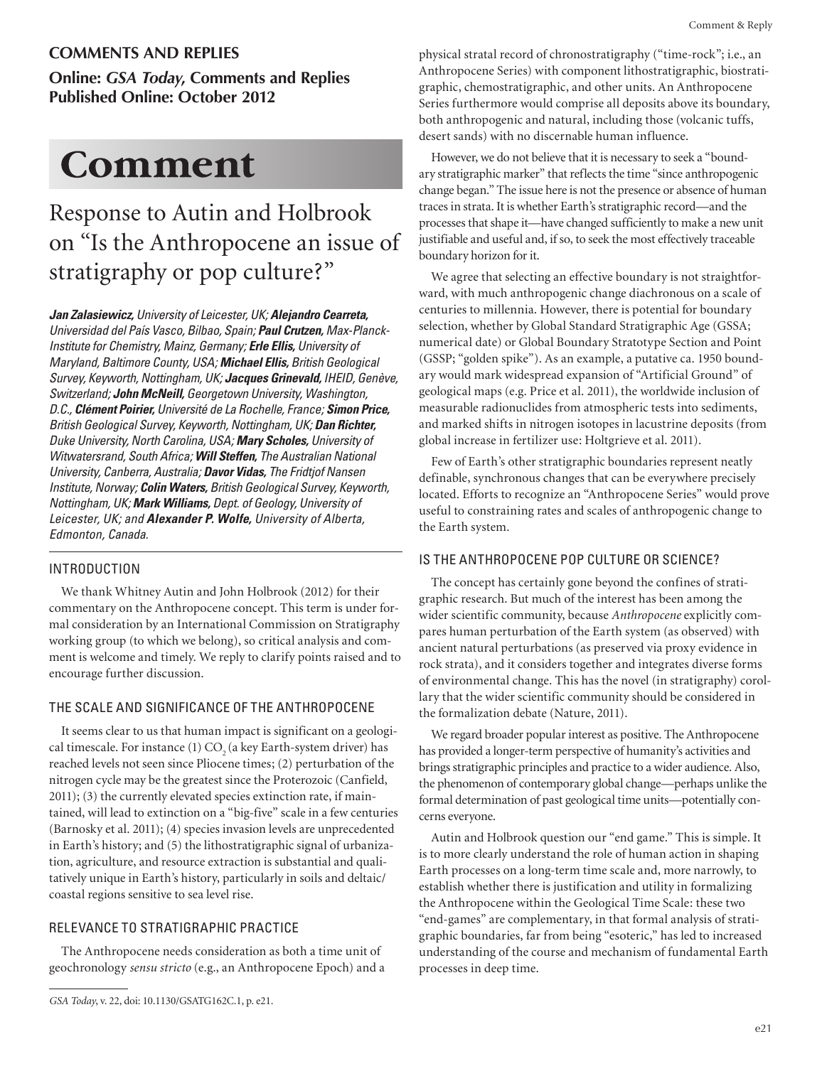## COMMENTS AND REPLIES

**Online: *GSA Today*, Comments and Replies Published Online: October 2012**

# Comment

## Response to Autin and Holbrook on "Is the Anthropocene an issue of stratigraphy or pop culture?"

***Jan Zalasiewicz,*** *University of Leicester, UK;* ***Alejandro Cearreta,*** *Universidad del País Vasco, Bilbao, Spain;* ***Paul Crutzen,*** *Max-Planck-Institute for Chemistry, Mainz, Germany;* ***Erle Ellis,*** *University of Maryland, Baltimore County, USA;* ***Michael Ellis,*** *British Geological Survey, Keyworth, Nottingham, UK;* ***Jacques Grinevald,*** *IHEID, Genève, Switzerland;* ***John McNeill,*** *Georgetown University, Washington, D.C.,* ***Clément Poirier,*** *Université de La Rochelle, France;* ***Simon Price,*** *British Geological Survey, Keyworth, Nottingham, UK;* ***Dan Richter,*** *Duke University, North Carolina, USA;* ***Mary Scholes,*** *University of Witwatersrand, South Africa;* ***Will Steffen,*** *The Australian National University, Canberra, Australia;* ***Davor Vidas,*** *The Fridtjof Nansen Institute, Norway;* ***Colin Waters,*** *British Geological Survey, Keyworth, Nottingham, UK;* ***Mark Williams,*** *Dept. of Geology, University of Leicester, UK; and* ***Alexander P. Wolfe,*** *University of Alberta, Edmonton, Canada.*

### INTRODUCTION

We thank Whitney Autin and John Holbrook (2012) for their commentary on the Anthropocene concept. This term is under formal consideration by an International Commission on Stratigraphy working group (to which we belong), so critical analysis and comment is welcome and timely. We reply to clarify points raised and to encourage further discussion.

### THE SCALE AND SIGNIFICANCE OF THE ANTHROPOCENE

It seems clear to us that human impact is significant on a geological timescale. For instance (1) $CO_2$ (a key Earth-system driver) has reached levels not seen since Pliocene times; (2) perturbation of the nitrogen cycle may be the greatest since the Proterozoic (Canfield, 2011); (3) the currently elevated species extinction rate, if maintained, will lead to extinction on a "big-five" scale in a few centuries (Barnosky et al. 2011); (4) species invasion levels are unprecedented in Earth's history; and (5) the lithostratigraphic signal of urbanization, agriculture, and resource extraction is substantial and qualitatively unique in Earth's history, particularly in soils and deltaic/coastal regions sensitive to sea level rise.

### RELEVANCE TO STRATIGRAPHIC PRACTICE

The Anthropocene needs consideration as both a time unit of geochronology *sensu stricto* (e.g., an Anthropocene Epoch) and a physical stratal record of chronostratigraphy ("time-rock"; i.e., an Anthropocene Series) with component lithostratigraphic, biostratigraphic, chemostratigraphic, and other units. An Anthropocene Series furthermore would comprise all deposits above its boundary, both anthropogenic and natural, including those (volcanic tuffs, desert sands) with no discernable human influence.

However, we do not believe that it is necessary to seek a "boundary stratigraphic marker" that reflects the time "since anthropogenic change began." The issue here is not the presence or absence of human traces in strata. It is whether Earth's stratigraphic record—and the processes that shape it—have changed sufficiently to make a new unit justifiable and useful and, if so, to seek the most effectively traceable boundary horizon for it.

We agree that selecting an effective boundary is not straightforward, with much anthropogenic change diachronous on a scale of centuries to millennia. However, there is potential for boundary selection, whether by Global Standard Stratigraphic Age (GSSA; numerical date) or Global Boundary Stratotype Section and Point (GSSP; "golden spike"). As an example, a putative ca. 1950 boundary would mark widespread expansion of "Artificial Ground" of geological maps (e.g. Price et al. 2011), the worldwide inclusion of measurable radionuclides from atmospheric tests into sediments, and marked shifts in nitrogen isotopes in lacustrine deposits (from global increase in fertilizer use: Holtgrieve et al. 2011).

Few of Earth's other stratigraphic boundaries represent neatly definable, synchronous changes that can be everywhere precisely located. Efforts to recognize an "Anthropocene Series" would prove useful to constraining rates and scales of anthropogenic change to the Earth system.

### IS THE ANTHROPOCENE POP CULTURE OR SCIENCE?

The concept has certainly gone beyond the confines of stratigraphic research. But much of the interest has been among the wider scientific community, because *Anthropocene* explicitly compares human perturbation of the Earth system (as observed) with ancient natural perturbations (as preserved via proxy evidence in rock strata), and it considers together and integrates diverse forms of environmental change. This has the novel (in stratigraphy) corollary that the wider scientific community should be considered in the formalization debate (Nature, 2011).

We regard broader popular interest as positive. The Anthropocene has provided a longer-term perspective of humanity's activities and brings stratigraphic principles and practice to a wider audience. Also, the phenomenon of contemporary global change—perhaps unlike the formal determination of past geological time units—potentially concerns everyone.

Autin and Holbrook question our "end game." This is simple. It is to more clearly understand the role of human action in shaping Earth processes on a long-term time scale and, more narrowly, to establish whether there is justification and utility in formalizing the Anthropocene within the Geological Time Scale: these two "end-games" are complementary, in that formal analysis of stratigraphic boundaries, far from being "esoteric," has led to increased understanding of the course and mechanism of fundamental Earth processes in deep time.

*GSA Today*, v. 22, doi: 10.1130/GSATG162C.1, p. e21.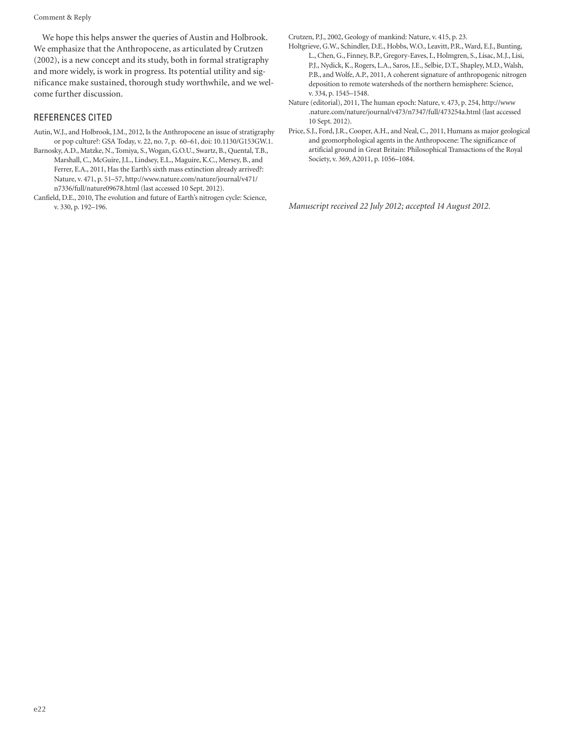We hope this helps answer the queries of Austin and Holbrook. We emphasize that the Anthropocene, as articulated by Crutzen (2002), is a new concept and its study, both in formal stratigraphy and more widely, is work in progress. Its potential utility and significance make sustained, thorough study worthwhile, and we welcome further discussion.

## REFERENCES CITED

Autin, W.J., and Holbrook, J.M., 2012, Is the Anthropocene an issue of stratigraphy or pop culture?: GSA Today, v. 22, no. 7, p. 60–61, doi: 10.1130/G153GW.1.

Barnosky, A.D., Matzke, N., Tomiya, S., Wogan, G.O.U., Swartz, B., Quental, T.B., Marshall, C., McGuire, J.L., Lindsey, E.L., Maguire, K.C., Mersey, B., and Ferrer, E.A., 2011, Has the Earth's sixth mass extinction already arrived?: Nature, v. 471, p. 51–57, http://www.nature.com/nature/journal/v471/n7336/full/nature09678.html (last accessed 10 Sept. 2012).

Canfield, D.E., 2010, The evolution and future of Earth's nitrogen cycle: Science, v. 330, p. 192–196.

Crutzen, P.J., 2002, Geology of mankind: Nature, v. 415, p. 23.

Holtgrieve, G.W., Schindler, D.E., Hobbs, W.O., Leavitt, P.R., Ward, E.J., Bunting, L., Chen, G., Finney, B.P., Gregory-Eaves, I., Holmgren, S., Lisac, M.J., Lisi, P.J., Nydick, K., Rogers, L.A., Saros, J.E., Selbie, D.T., Shapley, M.D., Walsh, P.B., and Wolfe, A.P., 2011, A coherent signature of anthropogenic nitrogen deposition to remote watersheds of the northern hemisphere: Science, v. 334, p. 1545–1548.

Nature (editorial), 2011, The human epoch: Nature, v. 473, p. 254, http://www.nature.com/nature/journal/v473/n7347/full/473254a.html (last accessed 10 Sept. 2012).

Price, S.J., Ford, J.R., Cooper, A.H., and Neal, C., 2011, Humans as major geological and geomorphological agents in the Anthropocene: The significance of artificial ground in Great Britain: Philosophical Transactions of the Royal Society, v. 369, A2011, p. 1056–1084.

*Manuscript received 22 July 2012; accepted 14 August 2012.*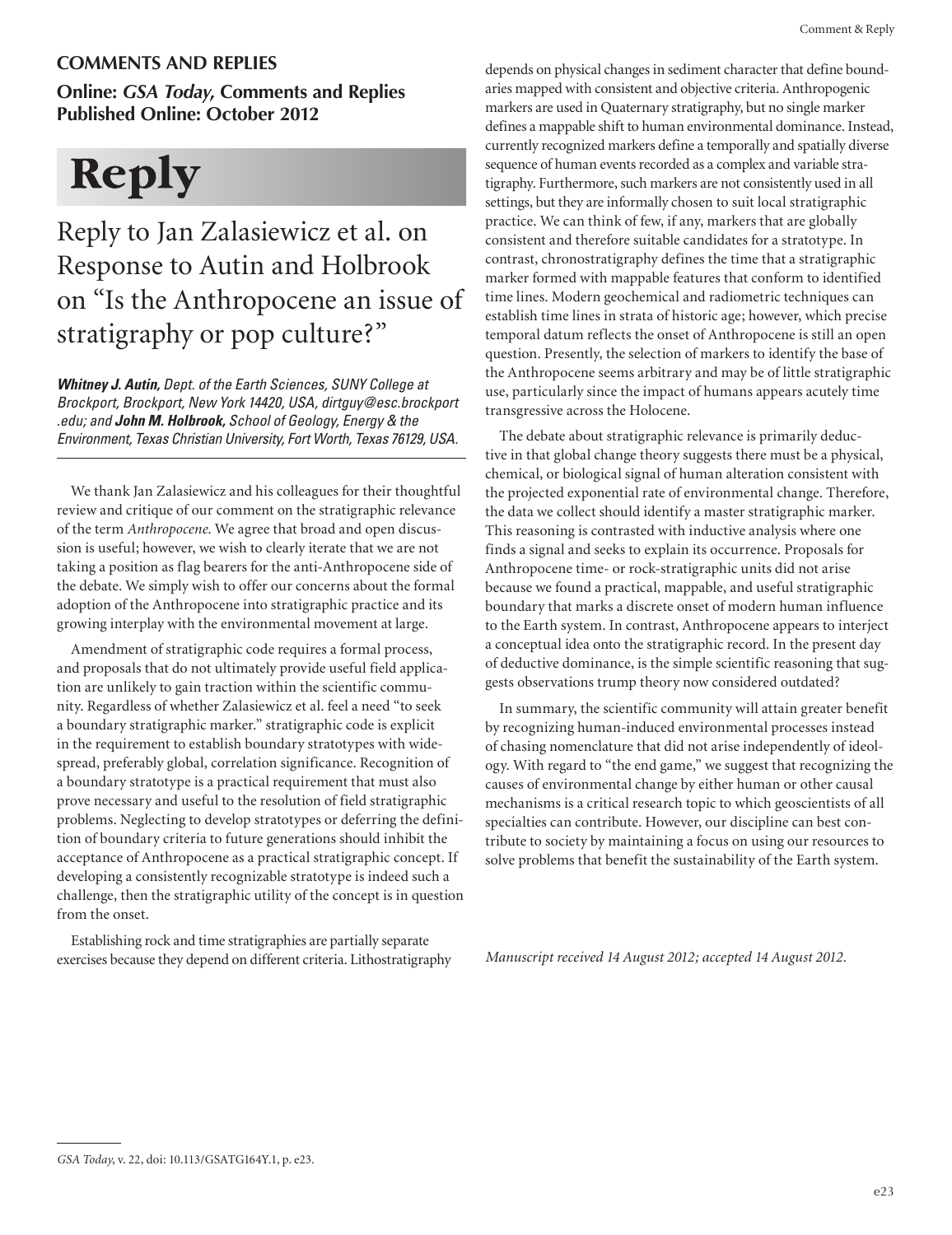**COMMENTS AND REPLIES**

**Online: *GSA Today*, Comments and Replies**
**Published Online: October 2012**

# Reply

## Reply to Jan Zalasiewicz et al. on Response to Autin and Holbrook on "Is the Anthropocene an issue of stratigraphy or pop culture?"

***Whitney J. Autin,*** *Dept. of the Earth Sciences, SUNY College at Brockport, Brockport, New York 14420, USA, dirtguy@esc.brockport.edu; and* ***John M. Holbrook,*** *School of Geology, Energy & the Environment, Texas Christian University, Fort Worth, Texas 76129, USA.*

---

We thank Jan Zalasiewicz and his colleagues for their thoughtful review and critique of our comment on the stratigraphic relevance of the term *Anthropocene*. We agree that broad and open discussion is useful; however, we wish to clearly iterate that we are not taking a position as flag bearers for the anti-Anthropocene side of the debate. We simply wish to offer our concerns about the formal adoption of the Anthropocene into stratigraphic practice and its growing interplay with the environmental movement at large.

Amendment of stratigraphic code requires a formal process, and proposals that do not ultimately provide useful field application are unlikely to gain traction within the scientific community. Regardless of whether Zalasiewicz et al. feel a need "to seek a boundary stratigraphic marker." stratigraphic code is explicit in the requirement to establish boundary stratotypes with widespread, preferably global, correlation significance. Recognition of a boundary stratotype is a practical requirement that must also prove necessary and useful to the resolution of field stratigraphic problems. Neglecting to develop stratotypes or deferring the definition of boundary criteria to future generations should inhibit the acceptance of Anthropocene as a practical stratigraphic concept. If developing a consistently recognizable stratotype is indeed such a challenge, then the stratigraphic utility of the concept is in question from the onset.

Establishing rock and time stratigraphies are partially separate exercises because they depend on different criteria. Lithostratigraphy depends on physical changes in sediment character that define boundaries mapped with consistent and objective criteria. Anthropogenic markers are used in Quaternary stratigraphy, but no single marker defines a mappable shift to human environmental dominance. Instead, currently recognized markers define a temporally and spatially diverse sequence of human events recorded as a complex and variable stratigraphy. Furthermore, such markers are not consistently used in all settings, but they are informally chosen to suit local stratigraphic practice. We can think of few, if any, markers that are globally consistent and therefore suitable candidates for a stratotype. In contrast, chronostratigraphy defines the time that a stratigraphic marker formed with mappable features that conform to identified time lines. Modern geochemical and radiometric techniques can establish time lines in strata of historic age; however, which precise temporal datum reflects the onset of Anthropocene is still an open question. Presently, the selection of markers to identify the base of the Anthropocene seems arbitrary and may be of little stratigraphic use, particularly since the impact of humans appears acutely time transgressive across the Holocene.

The debate about stratigraphic relevance is primarily deductive in that global change theory suggests there must be a physical, chemical, or biological signal of human alteration consistent with the projected exponential rate of environmental change. Therefore, the data we collect should identify a master stratigraphic marker. This reasoning is contrasted with inductive analysis where one finds a signal and seeks to explain its occurrence. Proposals for Anthropocene time- or rock-stratigraphic units did not arise because we found a practical, mappable, and useful stratigraphic boundary that marks a discrete onset of modern human influence to the Earth system. In contrast, Anthropocene appears to interject a conceptual idea onto the stratigraphic record. In the present day of deductive dominance, is the simple scientific reasoning that suggests observations trump theory now considered outdated?

In summary, the scientific community will attain greater benefit by recognizing human-induced environmental processes instead of chasing nomenclature that did not arise independently of ideology. With regard to "the end game," we suggest that recognizing the causes of environmental change by either human or other causal mechanisms is a critical research topic to which geoscientists of all specialties can contribute. However, our discipline can best contribute to society by maintaining a focus on using our resources to solve problems that benefit the sustainability of the Earth system.

*Manuscript received 14 August 2012; accepted 14 August 2012.*

---

*GSA Today*, v. 22, doi: 10.113/GSATG164Y.1, p. e23.